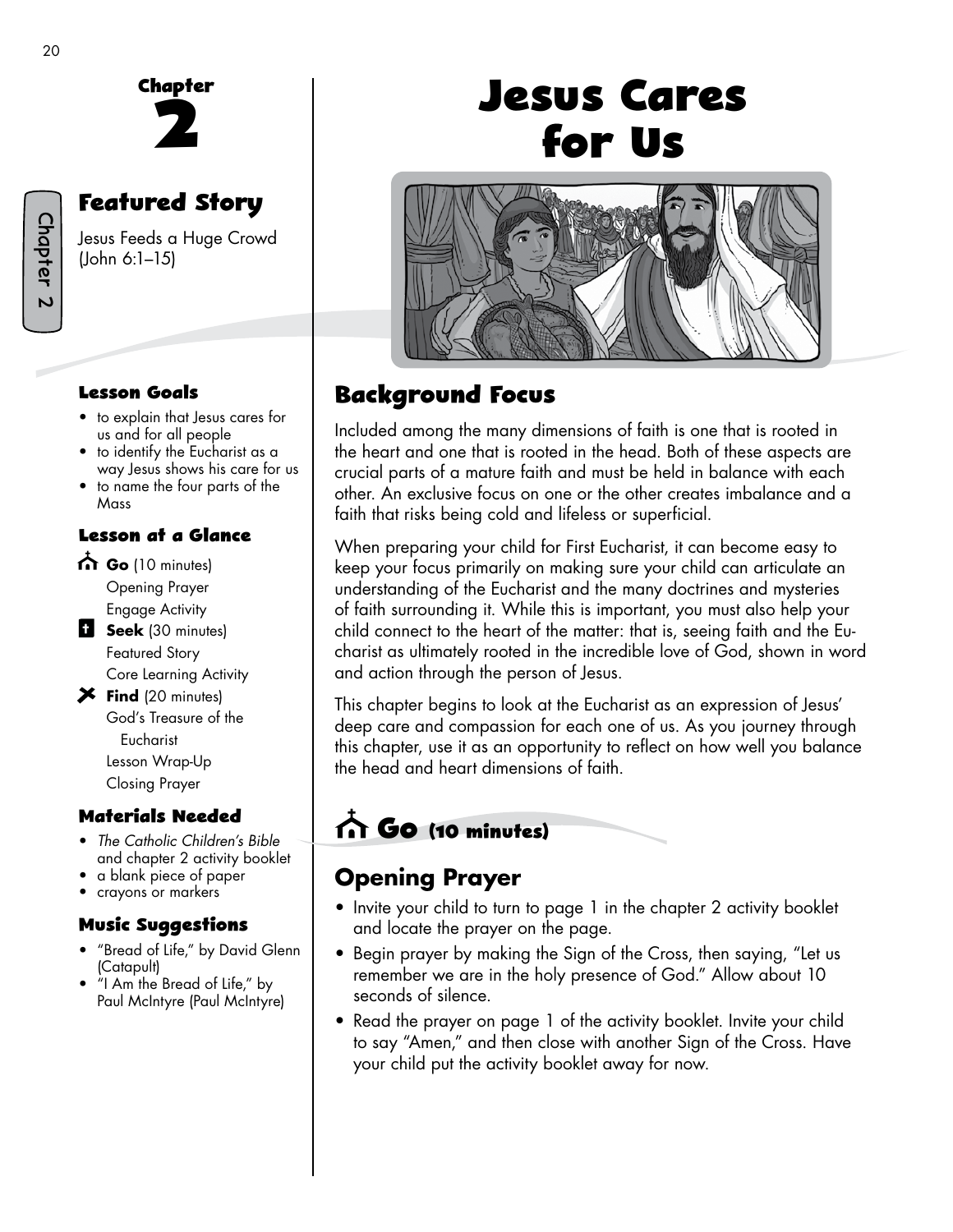# Chapter 2

# Jesus Cares for Us

## Featured Story

Jesus Feeds a Huge Crowd (John 6:1–15)

### Lesson Goals

- to explain that Jesus cares for us and for all people
- to identify the Eucharist as a way Jesus shows his care for us
- to name the four parts of the Mass

### Lesson at a Glance

**Go** (10 minutes)
- Opening Prayer
- Engage Activity

**Seek** (30 minutes)
- Featured Story
- Core Learning Activity

**Find** (20 minutes)
- God's Treasure of the Eucharist
- Lesson Wrap-Up
- Closing Prayer

### Materials Needed

- *The Catholic Children's Bible* and chapter 2 activity booklet
- a blank piece of paper
- crayons or markers

### Music Suggestions

- "Bread of Life," by David Glenn (Catapult)
- "I Am the Bread of Life," by Paul McIntyre (Paul McIntyre)

## Background Focus

Included among the many dimensions of faith is one that is rooted in the heart and one that is rooted in the head. Both of these aspects are crucial parts of a mature faith and must be held in balance with each other. An exclusive focus on one or the other creates imbalance and a faith that risks being cold and lifeless or superficial.

When preparing your child for First Eucharist, it can become easy to keep your focus primarily on making sure your child can articulate an understanding of the Eucharist and the many doctrines and mysteries of faith surrounding it. While this is important, you must also help your child connect to the heart of the matter: that is, seeing faith and the Eucharist as ultimately rooted in the incredible love of God, shown in word and action through the person of Jesus.

This chapter begins to look at the Eucharist as an expression of Jesus' deep care and compassion for each one of us. As you journey through this chapter, use it as an opportunity to reflect on how well you balance the head and heart dimensions of faith.

## Go (10 minutes)

### Opening Prayer

- Invite your child to turn to page 1 in the chapter 2 activity booklet and locate the prayer on the page.
- Begin prayer by making the Sign of the Cross, then saying, "Let us remember we are in the holy presence of God." Allow about 10 seconds of silence.
- Read the prayer on page 1 of the activity booklet. Invite your child to say "Amen," and then close with another Sign of the Cross. Have your child put the activity booklet away for now.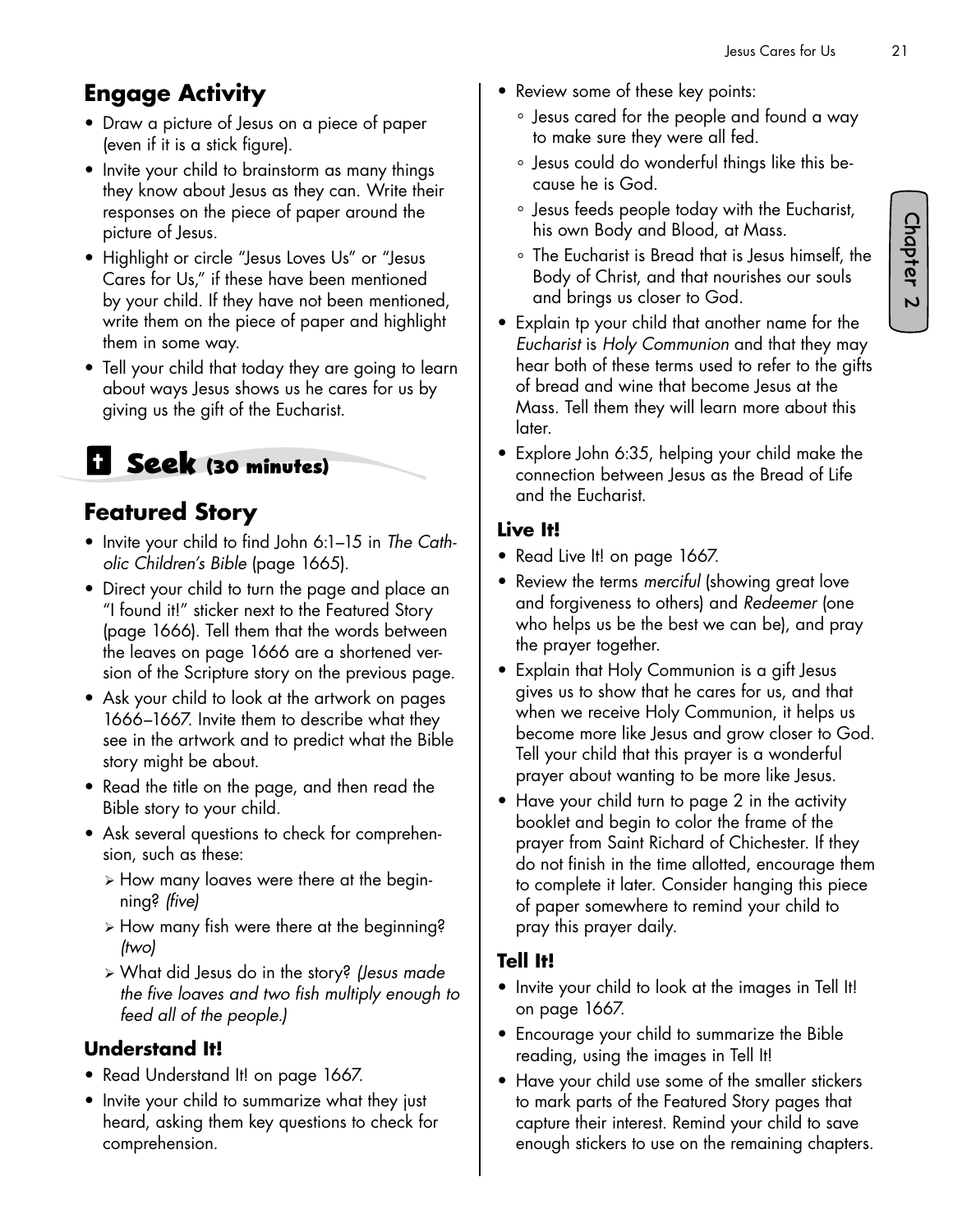## Engage Activity

- Draw a picture of Jesus on a piece of paper (even if it is a stick figure).
- Invite your child to brainstorm as many things they know about Jesus as they can. Write their responses on the piece of paper around the picture of Jesus.
- Highlight or circle "Jesus Loves Us" or "Jesus Cares for Us," if these have been mentioned by your child. If they have not been mentioned, write them on the piece of paper and highlight them in some way.
- Tell your child that today they are going to learn about ways Jesus shows us he cares for us by giving us the gift of the Eucharist.

# Seek (30 minutes)

## Featured Story

- Invite your child to find John 6:1–15 in *The Catholic Children's Bible* (page 1665).
- Direct your child to turn the page and place an "I found it!" sticker next to the Featured Story (page 1666). Tell them that the words between the leaves on page 1666 are a shortened version of the Scripture story on the previous page.
- Ask your child to look at the artwork on pages 1666–1667. Invite them to describe what they see in the artwork and to predict what the Bible story might be about.
- Read the title on the page, and then read the Bible story to your child.
- Ask several questions to check for comprehension, such as these:
  - How many loaves were there at the beginning? *(five)*
  - How many fish were there at the beginning? *(two)*
  - What did Jesus do in the story? *(Jesus made the five loaves and two fish multiply enough to feed all of the people.)*

### Understand It!

- Read Understand It! on page 1667.
- Invite your child to summarize what they just heard, asking them key questions to check for comprehension.
- Review some of these key points:
  - Jesus cared for the people and found a way to make sure they were all fed.
  - Jesus could do wonderful things like this because he is God.
  - Jesus feeds people today with the Eucharist, his own Body and Blood, at Mass.
  - The Eucharist is Bread that is Jesus himself, the Body of Christ, and that nourishes our souls and brings us closer to God.
- Explain tp your child that another name for the *Eucharist* is *Holy Communion* and that they may hear both of these terms used to refer to the gifts of bread and wine that become Jesus at the Mass. Tell them they will learn more about this later.
- Explore John 6:35, helping your child make the connection between Jesus as the Bread of Life and the Eucharist.

### Live It!

- Read Live It! on page 1667.
- Review the terms *merciful* (showing great love and forgiveness to others) and *Redeemer* (one who helps us be the best we can be), and pray the prayer together.
- Explain that Holy Communion is a gift Jesus gives us to show that he cares for us, and that when we receive Holy Communion, it helps us become more like Jesus and grow closer to God. Tell your child that this prayer is a wonderful prayer about wanting to be more like Jesus.
- Have your child turn to page 2 in the activity booklet and begin to color the frame of the prayer from Saint Richard of Chichester. If they do not finish in the time allotted, encourage them to complete it later. Consider hanging this piece of paper somewhere to remind your child to pray this prayer daily.

### Tell It!

- Invite your child to look at the images in Tell It! on page 1667.
- Encourage your child to summarize the Bible reading, using the images in Tell It!
- Have your child use some of the smaller stickers to mark parts of the Featured Story pages that capture their interest. Remind your child to save enough stickers to use on the remaining chapters.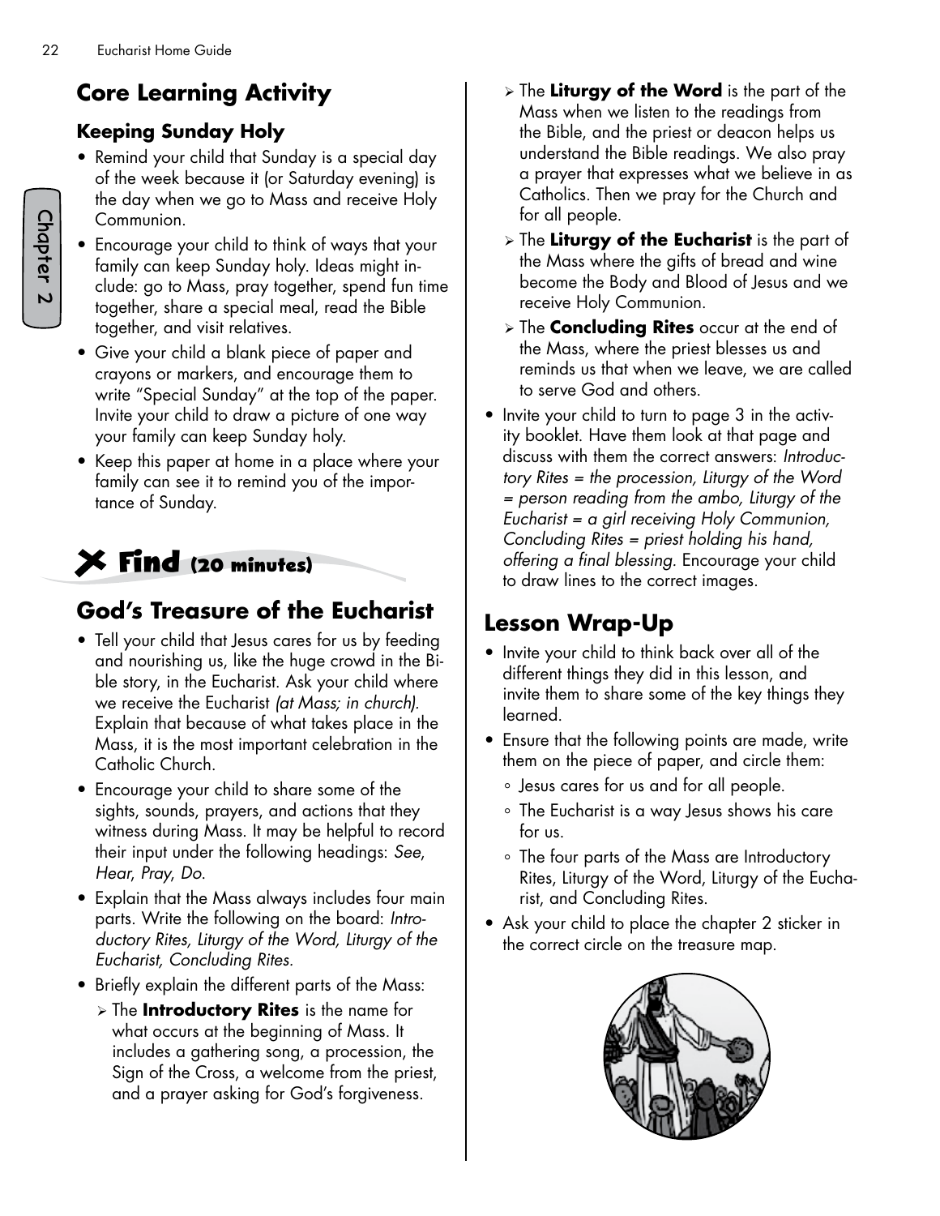## Core Learning Activity

### Keeping Sunday Holy

- Remind your child that Sunday is a special day of the week because it (or Saturday evening) is the day when we go to Mass and receive Holy Communion.
- Encourage your child to think of ways that your family can keep Sunday holy. Ideas might include: go to Mass, pray together, spend fun time together, share a special meal, read the Bible together, and visit relatives.
- Give your child a blank piece of paper and crayons or markers, and encourage them to write "Special Sunday" at the top of the paper. Invite your child to draw a picture of one way your family can keep Sunday holy.
- Keep this paper at home in a place where your family can see it to remind you of the importance of Sunday.

# Find (20 minutes)

## God's Treasure of the Eucharist

- Tell your child that Jesus cares for us by feeding and nourishing us, like the huge crowd in the Bible story, in the Eucharist. Ask your child where we receive the Eucharist *(at Mass; in church).* Explain that because of what takes place in the Mass, it is the most important celebration in the Catholic Church.
- Encourage your child to share some of the sights, sounds, prayers, and actions that they witness during Mass. It may be helpful to record their input under the following headings: *See, Hear, Pray, Do.*
- Explain that the Mass always includes four main parts. Write the following on the board: *Introductory Rites, Liturgy of the Word, Liturgy of the Eucharist, Concluding Rites.*
- Briefly explain the different parts of the Mass:
  - The **Introductory Rites** is the name for what occurs at the beginning of Mass. It includes a gathering song, a procession, the Sign of the Cross, a welcome from the priest, and a prayer asking for God's forgiveness.
  - The **Liturgy of the Word** is the part of the Mass when we listen to the readings from the Bible, and the priest or deacon helps us understand the Bible readings. We also pray a prayer that expresses what we believe in as Catholics. Then we pray for the Church and for all people.
  - The **Liturgy of the Eucharist** is the part of the Mass where the gifts of bread and wine become the Body and Blood of Jesus and we receive Holy Communion.
  - The **Concluding Rites** occur at the end of the Mass, where the priest blesses us and reminds us that when we leave, we are called to serve God and others.
- Invite your child to turn to page 3 in the activity booklet. Have them look at that page and discuss with them the correct answers: *Introductory Rites = the procession, Liturgy of the Word = person reading from the ambo, Liturgy of the Eucharist = a girl receiving Holy Communion, Concluding Rites = priest holding his hand, offering a final blessing.* Encourage your child to draw lines to the correct images.

## Lesson Wrap-Up

- Invite your child to think back over all of the different things they did in this lesson, and invite them to share some of the key things they learned.
- Ensure that the following points are made, write them on the piece of paper, and circle them:
  - Jesus cares for us and for all people.
  - The Eucharist is a way Jesus shows his care for us.
  - The four parts of the Mass are Introductory Rites, Liturgy of the Word, Liturgy of the Eucharist, and Concluding Rites.
- Ask your child to place the chapter 2 sticker in the correct circle on the treasure map.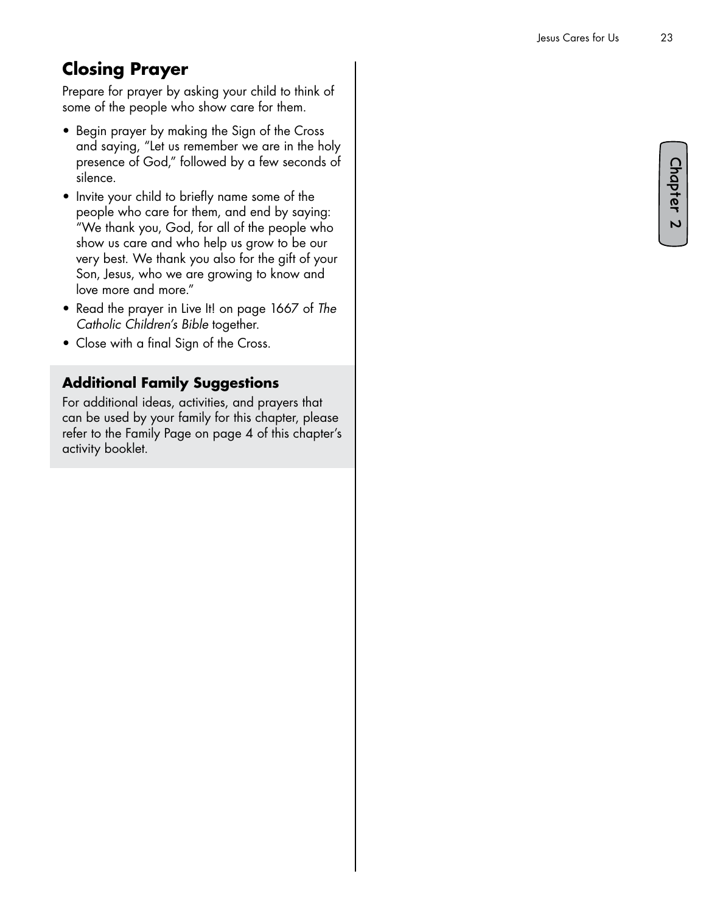## Closing Prayer

Prepare for prayer by asking your child to think of some of the people who show care for them.

- Begin prayer by making the Sign of the Cross and saying, "Let us remember we are in the holy presence of God," followed by a few seconds of silence.
- Invite your child to briefly name some of the people who care for them, and end by saying: "We thank you, God, for all of the people who show us care and who help us grow to be our very best. We thank you also for the gift of your Son, Jesus, who we are growing to know and love more and more."
- Read the prayer in Live It! on page 1667 of *The Catholic Children's Bible* together.
- Close with a final Sign of the Cross.

### Additional Family Suggestions

For additional ideas, activities, and prayers that can be used by your family for this chapter, please refer to the Family Page on page 4 of this chapter's activity booklet.